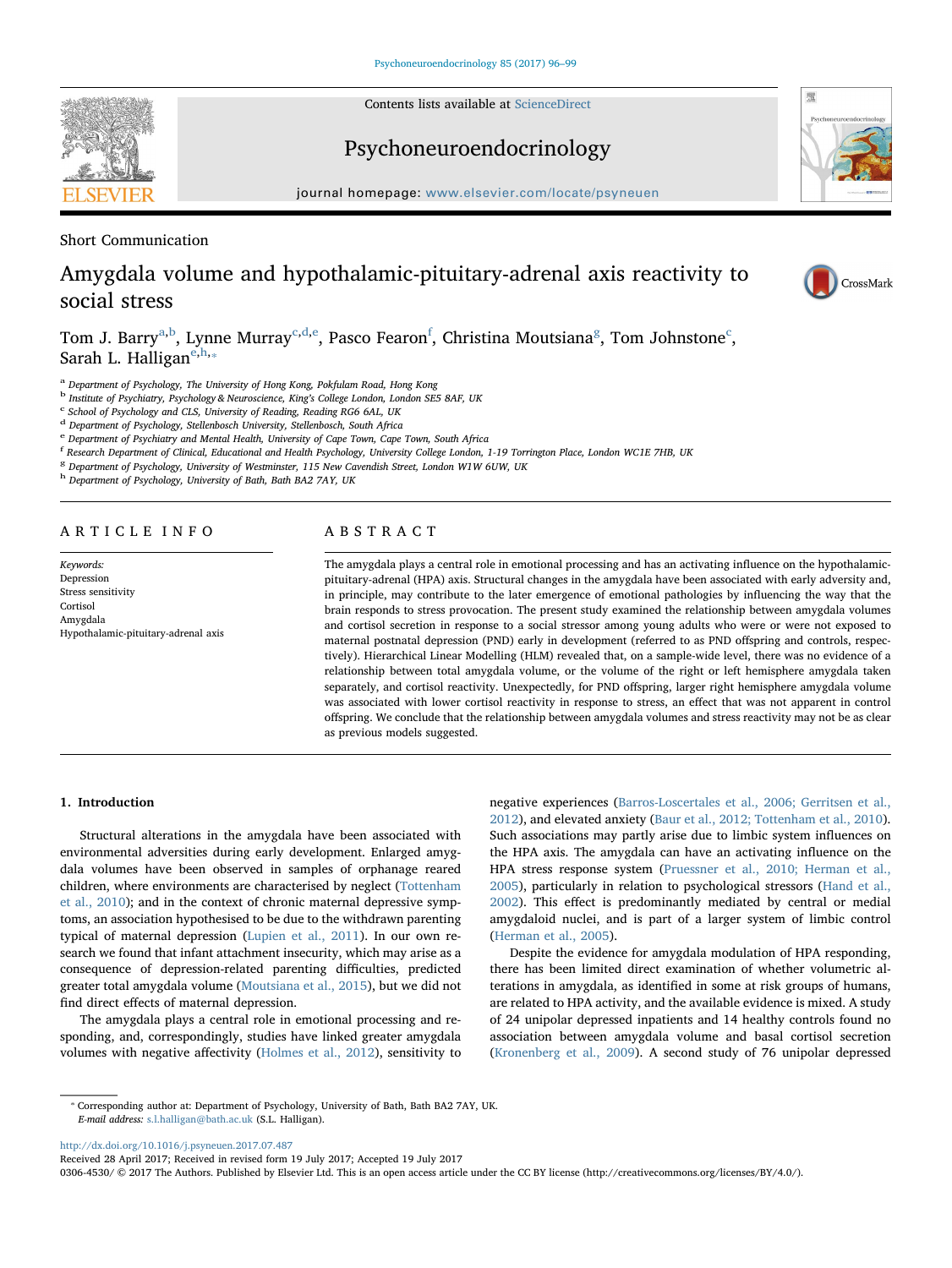Short Communication

# Amygdala volume and hypothalamic-pituitary-adrenal axis reactivity to social stress

Tom J. Barry[a,b], Lynne Murray[c,d,e], Pasco Fearon[f], Christina Moutsiana[g], Tom Johnstone[c], Sarah L. Halligan[e,h,*]

[a] Department of Psychology, The University of Hong Kong, Pokfulam Road, Hong Kong
[b] Institute of Psychiatry, Psychology & Neuroscience, King's College London, London SE5 8AF, UK
[c] School of Psychology and CLS, University of Reading, Reading RG6 6AL, UK
[d] Department of Psychology, Stellenbosch University, Stellenbosch, South Africa
[e] Department of Psychiatry and Mental Health, University of Cape Town, Cape Town, South Africa
[f] Research Department of Clinical, Educational and Health Psychology, University College London, 1-19 Torrington Place, London WC1E 7HB, UK
[g] Department of Psychology, University of Westminster, 115 New Cavendish Street, London W1W 6UW, UK
[h] Department of Psychology, University of Bath, Bath BA2 7AY, UK

## ARTICLE INFO

*Keywords:*
Depression
Stress sensitivity
Cortisol
Amygdala
Hypothalamic-pituitary-adrenal axis

## ABSTRACT

The amygdala plays a central role in emotional processing and has an activating influence on the hypothalamic-pituitary-adrenal (HPA) axis. Structural changes in the amygdala have been associated with early adversity and, in principle, may contribute to the later emergence of emotional pathologies by influencing the way that the brain responds to stress provocation. The present study examined the relationship between amygdala volumes and cortisol secretion in response to a social stressor among young adults who were or were not exposed to maternal postnatal depression (PND) early in development (referred to as PND offspring and controls, respectively). Hierarchical Linear Modelling (HLM) revealed that, on a sample-wide level, there was no evidence of a relationship between total amygdala volume, or the volume of the right or left hemisphere amygdala taken separately, and cortisol reactivity. Unexpectedly, for PND offspring, larger right hemisphere amygdala volume was associated with lower cortisol reactivity in response to stress, an effect that was not apparent in control offspring. We conclude that the relationship between amygdala volumes and stress reactivity may not be as clear as previous models suggested.

## 1. Introduction

Structural alterations in the amygdala have been associated with environmental adversities during early development. Enlarged amygdala volumes have been observed in samples of orphanage reared children, where environments are characterised by neglect (Tottenham et al., 2010); and in the context of chronic maternal depressive symptoms, an association hypothesised to be due to the withdrawn parenting typical of maternal depression (Lupien et al., 2011). In our own research we found that infant attachment insecurity, which may arise as a consequence of depression-related parenting difficulties, predicted greater total amygdala volume (Moutsiana et al., 2015), but we did not find direct effects of maternal depression.

The amygdala plays a central role in emotional processing and responding, and, correspondingly, studies have linked greater amygdala volumes with negative affectivity (Holmes et al., 2012), sensitivity to negative experiences (Barros-Loscertales et al., 2006; Gerritsen et al., 2012), and elevated anxiety (Baur et al., 2012; Tottenham et al., 2010). Such associations may partly arise due to limbic system influences on the HPA axis. The amygdala can have an activating influence on the HPA stress response system (Pruessner et al., 2010; Herman et al., 2005), particularly in relation to psychological stressors (Hand et al., 2002). This effect is predominantly mediated by central or medial amygdaloid nuclei, and is part of a larger system of limbic control (Herman et al., 2005).

Despite the evidence for amygdala modulation of HPA responding, there has been limited direct examination of whether volumetric alterations in amygdala, as identified in some at risk groups of humans, are related to HPA activity, and the available evidence is mixed. A study of 24 unipolar depressed inpatients and 14 healthy controls found no association between amygdala volume and basal cortisol secretion (Kronenberg et al., 2009). A second study of 76 unipolar depressed

* Corresponding author at: Department of Psychology, University of Bath, Bath BA2 7AY, UK.
*E-mail address:* s.l.halligan@bath.ac.uk (S.L. Halligan).

http://dx.doi.org/10.1016/j.psyneuen.2017.07.487
Received 28 April 2017; Received in revised form 19 July 2017; Accepted 19 July 2017
0306-4530/ © 2017 The Authors. Published by Elsevier Ltd. This is an open access article under the CC BY license (http://creativecommons.org/licenses/BY/4.0/).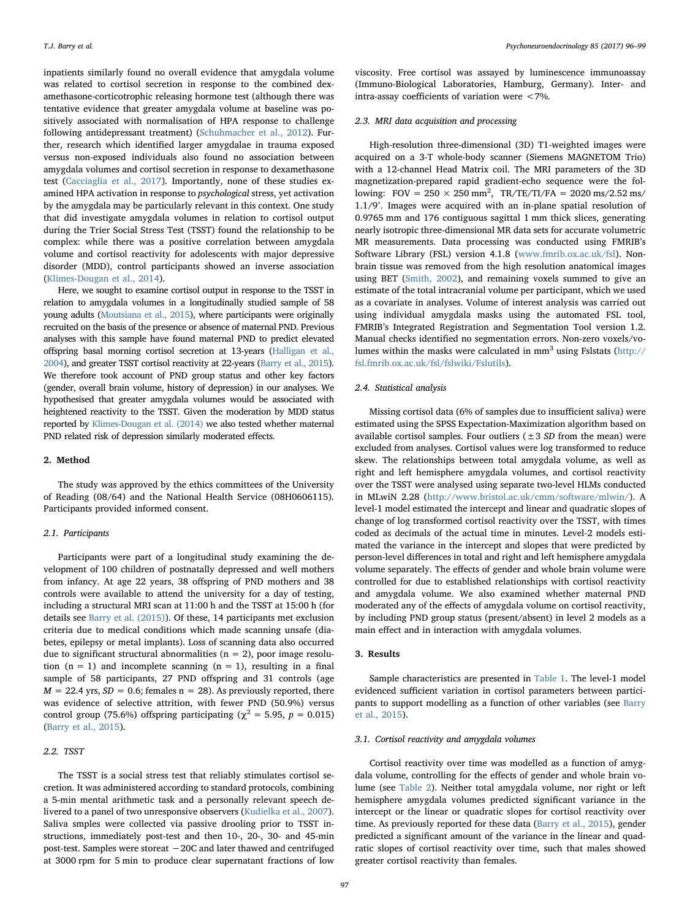inpatients similarly found no overall evidence that amygdala volume was related to cortisol secretion in response to the combined dexamethasone-corticotrophic releasing hormone test (although there was tentative evidence that greater amygdala volume at baseline was positively associated with normalisation of HPA response to challenge following antidepressant treatment) (Schuhmacher et al., 2012). Further, research which identified larger amygdalae in trauma exposed versus non-exposed individuals also found no association between amygdala volumes and cortisol secretion in response to dexamethasone test (Cacciaglia et al., 2017). Importantly, none of these studies examined HPA activation in response to *psychological* stress, yet activation by the amygdala may be particularly relevant in this context. One study that did investigate amygdala volumes in relation to cortisol output during the Trier Social Stress Test (TSST) found the relationship to be complex: while there was a positive correlation between amygdala volume and cortisol reactivity for adolescents with major depressive disorder (MDD), control participants showed an inverse association (Klimes-Dougan et al., 2014).

Here, we sought to examine cortisol output in response to the TSST in relation to amygdala volumes in a longitudinally studied sample of 58 young adults (Moutsiana et al., 2015), where participants were originally recruited on the basis of the presence or absence of maternal PND. Previous analyses with this sample have found maternal PND to predict elevated offspring basal morning cortisol secretion at 13-years (Halligan et al., 2004), and greater TSST cortisol reactivity at 22-years (Barry et al., 2015). We therefore took account of PND group status and other key factors (gender, overall brain volume, history of depression) in our analyses. We hypothesised that greater amygdala volumes would be associated with heightened reactivity to the TSST. Given the moderation by MDD status reported by Klimes-Dougan et al. (2014) we also tested whether maternal PND related risk of depression similarly moderated effects.

## 2. Method

The study was approved by the ethics committees of the University of Reading (08/64) and the National Health Service (08H0606115). Participants provided informed consent.

### 2.1. Participants

Participants were part of a longitudinal study examining the development of 100 children of postnatally depressed and well mothers from infancy. At age 22 years, 38 offspring of PND mothers and 38 controls were available to attend the university for a day of testing, including a structural MRI scan at 11:00 h and the TSST at 15:00 h (for details see Barry et al. (2015)). Of these, 14 participants met exclusion criteria due to medical conditions which made scanning unsafe (diabetes, epilepsy or metal implants). Loss of scanning data also occurred due to significant structural abnormalities (n = 2), poor image resolution (n = 1) and incomplete scanning (n = 1), resulting in a final sample of 58 participants, 27 PND offspring and 31 controls (age *M* = 22.4 yrs, *SD* = 0.6; females n = 28). As previously reported, there was evidence of selective attrition, with fewer PND (50.9%) versus control group (75.6%) offspring participating ($\chi^2 = 5.95$, $p = 0.015$) (Barry et al., 2015).

### 2.2. TSST

The TSST is a social stress test that reliably stimulates cortisol secretion. It was administered according to standard protocols, combining a 5-min mental arithmetic task and a personally relevant speech delivered to a panel of two unresponsive observers (Kudielka et al., 2007). Saliva smples were collected via passive drooling prior to TSST instructions, immediately post-test and then 10-, 20-, 30- and 45-min post-test. Samples were storeat −20C and later thawed and centrifuged at 3000 rpm for 5 min to produce clear supernatant fractions of low viscosity. Free cortisol was assayed by luminescence immunoassay (Immuno-Biological Laboratories, Hamburg, Germany). Inter- and intra-assay coefficients of variation were <7%.

### 2.3. MRI data acquisition and processing

High-resolution three-dimensional (3D) T1-weighted images were acquired on a 3-T whole-body scanner (Siemens MAGNETOM Trio) with a 12-channel Head Matrix coil. The MRI parameters of the 3D magnetization-prepared rapid gradient-echo sequence were the following: FOV = 250 × 250 mm$^2$, TR/TE/TI/FA = 2020 ms/2.52 ms/1.1/9°. Images were acquired with an in-plane spatial resolution of 0.9765 mm and 176 contiguous sagittal 1 mm thick slices, generating nearly isotropic three-dimensional MR data sets for accurate volumetric MR measurements. Data processing was conducted using FMRIB's Software Library (FSL) version 4.1.8 (www.fmrib.ox.ac.uk/fsl). Non-brain tissue was removed from the high resolution anatomical images using BET (Smith, 2002), and remaining voxels summed to give an estimate of the total intracranial volume per participant, which we used as a covariate in analyses. Volume of interest analysis was carried out using individual amygdala masks using the automated FSL tool, FMRIB's Integrated Registration and Segmentation Tool version 1.2. Manual checks identified no segmentation errors. Non-zero voxels/volumes within the masks were calculated in mm$^3$ using Fslstats (http://fsl.fmrib.ox.ac.uk/fsl/fslwiki/Fslutils).

### 2.4. Statistical analysis

Missing cortisol data (6% of samples due to insufficient saliva) were estimated using the SPSS Expectation-Maximization algorithm based on available cortisol samples. Four outliers (±3 *SD* from the mean) were excluded from analyses. Cortisol values were log transformed to reduce skew. The relationships between total amygdala volume, as well as right and left hemisphere amygdala volumes, and cortisol reactivity over the TSST were analysed using separate two-level HLMs conducted in MLwiN 2.28 (http://www.bristol.ac.uk/cmm/software/mlwin/). A level-1 model estimated the intercept and linear and quadratic slopes of change of log transformed cortisol reactivity over the TSST, with times coded as decimals of the actual time in minutes. Level-2 models estimated the variance in the intercept and slopes that were predicted by person-level differences in total and right and left hemisphere amygdala volume separately. The effects of gender and whole brain volume were controlled for due to established relationships with cortisol reactivity and amygdala volume. We also examined whether maternal PND moderated any of the effects of amygdala volume on cortisol reactivity, by including PND group status (present/absent) in level 2 models as a main effect and in interaction with amygdala volumes.

## 3. Results

Sample characteristics are presented in Table 1. The level-1 model evidenced sufficient variation in cortisol parameters between participants to support modelling as a function of other variables (see Barry et al., 2015).

### 3.1. Cortisol reactivity and amygdala volumes

Cortisol reactivity over time was modelled as a function of amygdala volume, controlling for the effects of gender and whole brain volume (see Table 2). Neither total amygdala volume, nor right or left hemisphere amygdala volumes predicted significant variance in the intercept or the linear or quadratic slopes for cortisol reactivity over time. As previously reported for these data (Barry et al., 2015), gender predicted a significant amount of the variance in the linear and quadratic slopes of cortisol reactivity over time, such that males showed greater cortisol reactivity than females.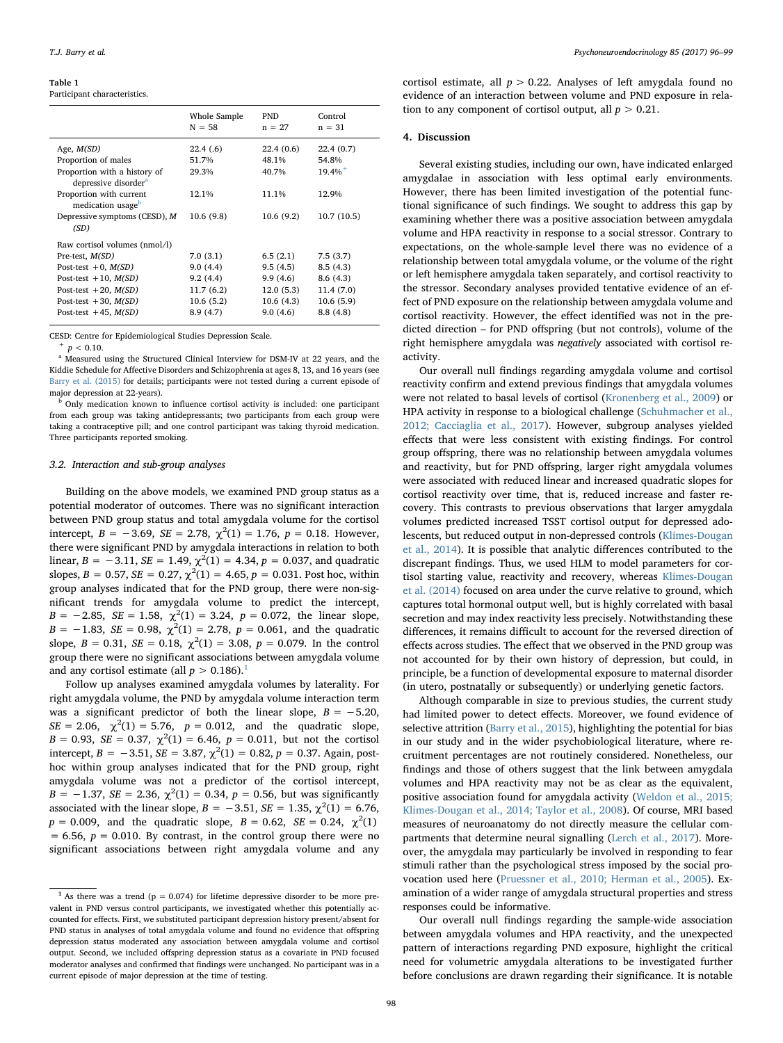**Table 1**
Participant characteristics.

| | Whole Sample N = 58 | PND n = 27 | Control n = 31 |
|---|---|---|---|
| Age, *M(SD)* | 22.4 (.6) | 22.4 (0.6) | 22.4 (0.7) |
| Proportion of males | 51.7% | 48.1% | 54.8% |
| Proportion with a history of depressive disorder[a] | 29.3% | 40.7% | 19.4%[+] |
| Proportion with current medication usage[b] | 12.1% | 11.1% | 12.9% |
| Depressive symptoms (CESD), *M (SD)* | 10.6 (9.8) | 10.6 (9.2) | 10.7 (10.5) |
| Raw cortisol volumes (nmol/l) | | | |
| Pre-test, *M(SD)* | 7.0 (3.1) | 6.5 (2.1) | 7.5 (3.7) |
| Post-test +0, *M(SD)* | 9.0 (4.4) | 9.5 (4.5) | 8.5 (4.3) |
| Post-test +10, *M(SD)* | 9.2 (4.4) | 9.9 (4.6) | 8.6 (4.3) |
| Post-test +20, *M(SD)* | 11.7 (6.2) | 12.0 (5.3) | 11.4 (7.0) |
| Post-test +30, *M(SD)* | 10.6 (5.2) | 10.6 (4.3) | 10.6 (5.9) |
| Post-test +45, *M(SD)* | 8.9 (4.7) | 9.0 (4.6) | 8.8 (4.8) |

CESD: Centre for Epidemiological Studies Depression Scale.
[+] $p < 0.10$.
[a] Measured using the Structured Clinical Interview for DSM-IV at 22 years, and the Kiddie Schedule for Affective Disorders and Schizophrenia at ages 8, 13, and 16 years (see Barry et al. (2015) for details; participants were not tested during a current episode of major depression at 22-years).
[b] Only medication known to influence cortisol activity is included: one participant from each group was taking antidepressants; two participants from each group were taking a contraceptive pill; and one control participant was taking thyroid medication. Three participants reported smoking.

### 3.2. Interaction and sub-group analyses

Building on the above models, we examined PND group status as a potential moderator of outcomes. There was no significant interaction between PND group status and total amygdala volume for the cortisol intercept, $B = -3.69$, $SE = 2.78$, $\chi^2(1) = 1.76$, $p = 0.18$. However, there were significant PND by amygdala interactions in relation to both linear, $B = -3.11$, $SE = 1.49$, $\chi^2(1) = 4.34$, $p = 0.037$, and quadratic slopes, $B = 0.57$, $SE = 0.27$, $\chi^2(1) = 4.65$, $p = 0.031$. Post hoc, within group analyses indicated that for the PND group, there were non-significant trends for amygdala volume to predict the intercept, $B = -2.85$, $SE = 1.58$, $\chi^2(1) = 3.24$, $p = 0.072$, the linear slope, $B = -1.83$, $SE = 0.98$, $\chi^2(1) = 2.78$, $p = 0.061$, and the quadratic slope, $B = 0.31$, $SE = 0.18$, $\chi^2(1) = 3.08$, $p = 0.079$. In the control group there were no significant associations between amygdala volume and any cortisol estimate (all $p > 0.186$).[1]

Follow up analyses examined amygdala volumes by laterality. For right amygdala volume, the PND by amygdala volume interaction term was a significant predictor of both the linear slope, $B = -5.20$, $SE = 2.06$, $\chi^2(1) = 5.76$, $p = 0.012$, and the quadratic slope, $B = 0.93$, $SE = 0.37$, $\chi^2(1) = 6.46$, $p = 0.011$, but not the cortisol intercept, $B = -3.51$, $SE = 3.87$, $\chi^2(1) = 0.82$, $p = 0.37$. Again, post-hoc within group analyses indicated that for the PND group, right amygdala volume was not a predictor of the cortisol intercept, $B = -1.37$, $SE = 2.36$, $\chi^2(1) = 0.34$, $p = 0.56$, but was significantly associated with the linear slope, $B = -3.51$, $SE = 1.35$, $\chi^2(1) = 6.76$, $p = 0.009$, and the quadratic slope, $B = 0.62$, $SE = 0.24$, $\chi^2(1) = 6.56$, $p = 0.010$. By contrast, in the control group there were no significant associations between right amygdala volume and any cortisol estimate, all $p > 0.22$. Analyses of left amygdala found no evidence of an interaction between volume and PND exposure in relation to any component of cortisol output, all $p > 0.21$.

[1] As there was a trend ($p = 0.074$) for lifetime depressive disorder to be more prevalent in PND versus control participants, we investigated whether this potentially accounted for effects. First, we substituted participant depression history present/absent for PND status in analyses of total amygdala volume and found no evidence that offspring depression status moderated any association between amygdala volume and cortisol output. Second, we included offspring depression status as a covariate in PND focused moderator analyses and confirmed that findings were unchanged. No participant was in a current episode of major depression at the time of testing.

## 4. Discussion

Several existing studies, including our own, have indicated enlarged amygdalae in association with less optimal early environments. However, there has been limited investigation of the potential functional significance of such findings. We sought to address this gap by examining whether there was a positive association between amygdala volume and HPA reactivity in response to a social stressor. Contrary to expectations, on the whole-sample level there was no evidence of a relationship between total amygdala volume, or the volume of the right or left hemisphere amygdala taken separately, and cortisol reactivity to the stressor. Secondary analyses provided tentative evidence of an effect of PND exposure on the relationship between amygdala volume and cortisol reactivity. However, the effect identified was not in the predicted direction – for PND offspring (but not controls), volume of the right hemisphere amygdala was *negatively* associated with cortisol reactivity.

Our overall null findings regarding amygdala volume and cortisol reactivity confirm and extend previous findings that amygdala volumes were not related to basal levels of cortisol (Kronenberg et al., 2009) or HPA activity in response to a biological challenge (Schuhmacher et al., 2012; Cacciaglia et al., 2017). However, subgroup analyses yielded effects that were less consistent with existing findings. For control group offspring, there was no relationship between amygdala volumes and reactivity, but for PND offspring, larger right amygdala volumes were associated with reduced linear and increased quadratic slopes for cortisol reactivity over time, that is, reduced increase and faster recovery. This contrasts to previous observations that larger amygdala volumes predicted increased TSST cortisol output for depressed adolescents, but reduced output in non-depressed controls (Klimes-Dougan et al., 2014). It is possible that analytic differences contributed to the discrepant findings. Thus, we used HLM to model parameters for cortisol starting value, reactivity and recovery, whereas Klimes-Dougan et al. (2014) focused on area under the curve relative to ground, which captures total hormonal output well, but is highly correlated with basal secretion and may index reactivity less precisely. Notwithstanding these differences, it remains difficult to account for the reversed direction of effects across studies. The effect that we observed in the PND group was not accounted for by their own history of depression, but could, in principle, be a function of developmental exposure to maternal disorder (in utero, postnatally or subsequently) or underlying genetic factors.

Although comparable in size to previous studies, the current study had limited power to detect effects. Moreover, we found evidence of selective attrition (Barry et al., 2015), highlighting the potential for bias in our study and in the wider psychobiological literature, where recruitment percentages are not routinely considered. Nonetheless, our findings and those of others suggest that the link between amygdala volumes and HPA reactivity may not be as clear as the equivalent, positive association found for amygdala activity (Weldon et al., 2015; Klimes-Dougan et al., 2014; Taylor et al., 2008). Of course, MRI based measures of neuroanatomy do not directly measure the cellular compartments that determine neural signalling (Lerch et al., 2017). Moreover, the amygdala may particularly be involved in responding to fear stimuli rather than the psychological stress imposed by the social provocation used here (Pruessner et al., 2010; Herman et al., 2005). Examination of a wider range of amygdala structural properties and stress responses could be informative.

Our overall null findings regarding the sample-wide association between amygdala volumes and HPA reactivity, and the unexpected pattern of interactions regarding PND exposure, highlight the critical need for volumetric amygdala alterations to be investigated further before conclusions are drawn regarding their significance. It is notable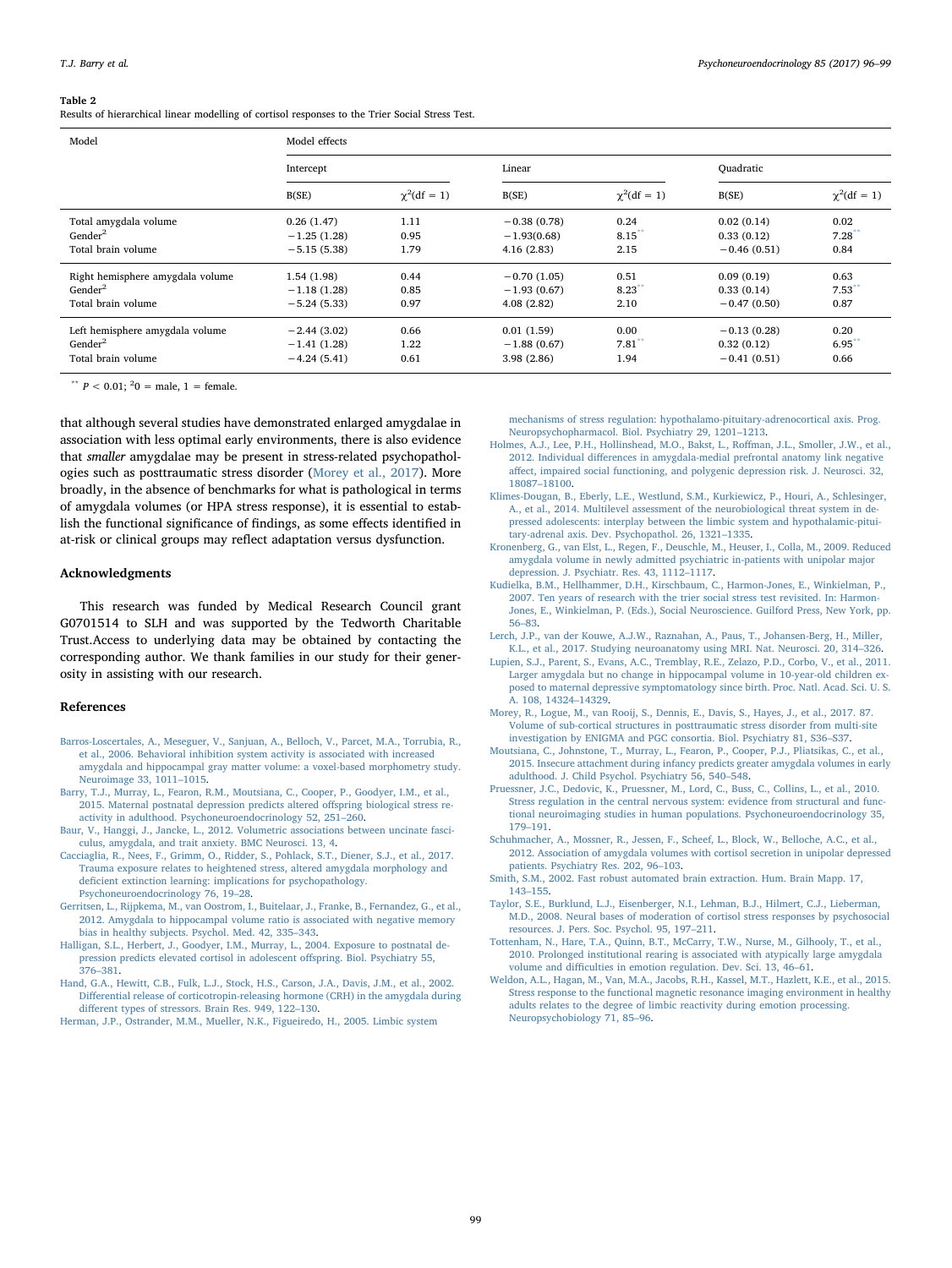**Table 2**
Results of hierarchical linear modelling of cortisol responses to the Trier Social Stress Test.

| Model | Model effects | | | | | |
|---|---|---|---|---|---|---|
| | Intercept | | Linear | | Quadratic | |
| | B(SE) | $\chi^2$(df = 1) | B(SE) | $\chi^2$(df = 1) | B(SE) | $\chi^2$(df = 1) |
| Total amygdala volume | 0.26 (1.47) | 1.11 | −0.38 (0.78) | 0.24 | 0.02 (0.14) | 0.02 |
| Gender[2] | −1.25 (1.28) | 0.95 | −1.93(0.68) | 8.15** | 0.33 (0.12) | 7.28** |
| Total brain volume | −5.15 (5.38) | 1.79 | 4.16 (2.83) | 2.15 | −0.46 (0.51) | 0.84 |
| Right hemisphere amygdala volume | 1.54 (1.98) | 0.44 | −0.70 (1.05) | 0.51 | 0.09 (0.19) | 0.63 |
| Gender[2] | −1.18 (1.28) | 0.85 | −1.93 (0.67) | 8.23** | 0.33 (0.14) | 7.53** |
| Total brain volume | −5.24 (5.33) | 0.97 | 4.08 (2.82) | 2.10 | −0.47 (0.50) | 0.87 |
| Left hemisphere amygdala volume | −2.44 (3.02) | 0.66 | 0.01 (1.59) | 0.00 | −0.13 (0.28) | 0.20 |
| Gender[2] | −1.41 (1.28) | 1.22 | −1.88 (0.67) | 7.81** | 0.32 (0.12) | 6.95** |
| Total brain volume | −4.24 (5.41) | 0.61 | 3.98 (2.86) | 1.94 | −0.41 (0.51) | 0.66 |

** $P < 0.01$; [2]0 = male, 1 = female.

that although several studies have demonstrated enlarged amygdalae in association with less optimal early environments, there is also evidence that *smaller* amygdalae may be present in stress-related psychopathologies such as posttraumatic stress disorder (Morey et al., 2017). More broadly, in the absence of benchmarks for what is pathological in terms of amygdala volumes (or HPA stress response), it is essential to establish the functional significance of findings, as some effects identified in at-risk or clinical groups may reflect adaptation versus dysfunction.

## Acknowledgments

This research was funded by Medical Research Council grant G0701514 to SLH and was supported by the Tedworth Charitable Trust.Access to underlying data may be obtained by contacting the corresponding author. We thank families in our study for their generosity in assisting with our research.

## References

Barros-Loscertales, A., Meseguer, V., Sanjuan, A., Belloch, V., Parcet, M.A., Torrubia, R., et al., 2006. Behavioral inhibition system activity is associated with increased amygdala and hippocampal gray matter volume: a voxel-based morphometry study. Neuroimage 33, 1011–1015.

Barry, T.J., Murray, L., Fearon, R.M., Moutsiana, C., Cooper, P., Goodyer, I.M., et al., 2015. Maternal postnatal depression predicts altered offspring biological stress reactivity in adulthood. Psychoneuroendocrinology 52, 251–260.

Baur, V., Hanggi, J., Jancke, L., 2012. Volumetric associations between uncinate fasciculus, amygdala, and trait anxiety. BMC Neurosci. 13, 4.

Cacciaglia, R., Nees, F., Grimm, O., Ridder, S., Pohlack, S.T., Diener, S.J., et al., 2017. Trauma exposure relates to heightened stress, altered amygdala morphology and deficient extinction learning: implications for psychopathology. Psychoneuroendocrinology 76, 19–28.

Gerritsen, L., Rijpkema, M., van Oostrom, I., Buitelaar, J., Franke, B., Fernandez, G., et al., 2012. Amygdala to hippocampal volume ratio is associated with negative memory bias in healthy subjects. Psychol. Med. 42, 335–343.

Halligan, S.L., Herbert, J., Goodyer, I.M., Murray, L., 2004. Exposure to postnatal depression predicts elevated cortisol in adolescent offspring. Biol. Psychiatry 55, 376–381.

Hand, G.A., Hewitt, C.B., Fulk, L.J., Stock, H.S., Carson, J.A., Davis, J.M., et al., 2002. Differential release of corticotropin-releasing hormone (CRH) in the amygdala during different types of stressors. Brain Res. 949, 122–130.

Herman, J.P., Ostrander, M.M., Mueller, N.K., Figueiredo, H., 2005. Limbic system mechanisms of stress regulation: hypothalamo-pituitary-adrenocortical axis. Prog. Neuropsychopharmacol. Biol. Psychiatry 29, 1201–1213.

Holmes, A.J., Lee, P.H., Hollinshead, M.O., Bakst, L., Roffman, J.L., Smoller, J.W., et al., 2012. Individual differences in amygdala-medial prefrontal anatomy link negative affect, impaired social functioning, and polygenic depression risk. J. Neurosci. 32, 18087–18100.

Klimes-Dougan, B., Eberly, L.E., Westlund, S.M., Kurkiewicz, P., Houri, A., Schlesinger, A., et al., 2014. Multilevel assessment of the neurobiological threat system in depressed adolescents: interplay between the limbic system and hypothalamic-pituitary-adrenal axis. Dev. Psychopathol. 26, 1321–1335.

Kronenberg, G., van Elst, L., Regen, F., Deuschle, M., Heuser, I., Colla, M., 2009. Reduced amygdala volume in newly admitted psychiatric in-patients with unipolar major depression. J. Psychiatr. Res. 43, 1112–1117.

Kudielka, B.M., Hellhammer, D.H., Kirschbaum, C., Harmon-Jones, E., Winkielman, P., 2007. Ten years of research with the trier social stress test revisited. In: Harmon-Jones, E., Winkielman, P. (Eds.), Social Neuroscience. Guilford Press, New York, pp. 56–83.

Lerch, J.P., van der Kouwe, A.J.W., Raznahan, A., Paus, T., Johansen-Berg, H., Miller, K.L., et al., 2017. Studying neuroanatomy using MRI. Nat. Neurosci. 20, 314–326.

Lupien, S.J., Parent, S., Evans, A.C., Tremblay, R.E., Zelazo, P.D., Corbo, V., et al., 2011. Larger amygdala but no change in hippocampal volume in 10-year-old children exposed to maternal depressive symptomatology since birth. Proc. Natl. Acad. Sci. U. S. A. 108, 14324–14329.

Morey, R., Logue, M., van Rooij, S., Dennis, E., Davis, S., Hayes, J., et al., 2017. 87. Volume of sub-cortical structures in posttraumatic stress disorder from multi-site investigation by ENIGMA and PGC consortia. Biol. Psychiatry 81, S36–S37.

Moutsiana, C., Johnstone, T., Murray, L., Fearon, P., Cooper, P.J., Pliatsikas, C., et al., 2015. Insecure attachment during infancy predicts greater amygdala volumes in early adulthood. J. Child Psychol. Psychiatry 56, 540–548.

Pruessner, J.C., Dedovic, K., Pruessner, M., Lord, C., Buss, C., Collins, L., et al., 2010. Stress regulation in the central nervous system: evidence from structural and functional neuroimaging studies in human populations. Psychoneuroendocrinology 35, 179–191.

Schuhmacher, A., Mossner, R., Jessen, F., Scheef, L., Block, W., Belloche, A.C., et al., 2012. Association of amygdala volumes with cortisol secretion in unipolar depressed patients. Psychiatry Res. 202, 96–103.

Smith, S.M., 2002. Fast robust automated brain extraction. Hum. Brain Mapp. 17, 143–155.

Taylor, S.E., Burklund, L.J., Eisenberger, N.I., Lehman, B.J., Hilmert, C.J., Lieberman, M.D., 2008. Neural bases of moderation of cortisol stress responses by psychosocial resources. J. Pers. Soc. Psychol. 95, 197–211.

Tottenham, N., Hare, T.A., Quinn, B.T., McCarry, T.W., Nurse, M., Gilhooly, T., et al., 2010. Prolonged institutional rearing is associated with atypically large amygdala volume and difficulties in emotion regulation. Dev. Sci. 13, 46–61.

Weldon, A.L., Hagan, M., Van, M.A., Jacobs, R.H., Kassel, M.T., Hazlett, K.E., et al., 2015. Stress response to the functional magnetic resonance imaging environment in healthy adults relates to the degree of limbic reactivity during emotion processing. Neuropsychobiology 71, 85–96.